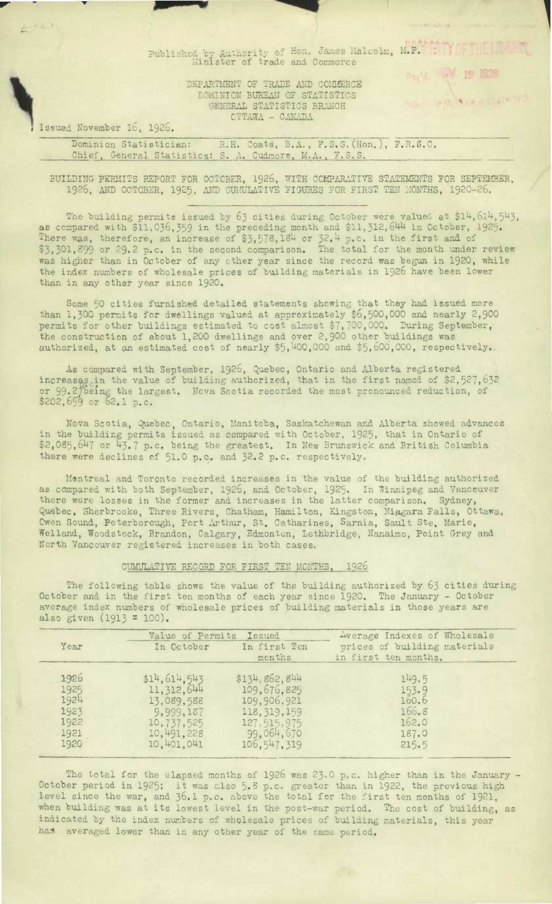Published by Authority of Hon. James Malcolm, M.P.
Minister of Trade and Commerce

DEPARTMENT OF TRADE AND COMMERCE
DOMINION BUREAU OF STATISTICS
GENERAL STATISTICS BRANCH
OTTAWA - CANADA

Issued November 16, 1926.

Dominion Statistician: R.H. Coats, B.A., F.S.S.(Hon.), F.R.S.C.
Chief, General Statistics: S. A. Cudmore, M.A., F.S.S.

BUILDING PERMITS REPORT FOR OCTOBER, 1926, WITH COMPARATIVE STATEMENTS FOR SEPTEMBER, 1926, AND OCTOBER, 1925, AND CUMULATIVE FIGURES FOR FIRST TEN MONTHS, 1920-26.

The building permits issued by 63 cities during October were valued at $14,614,543, as compared with $11,036,359 in the preceding month and $11,312,644 in October, 1925. There was, therefore, an increase of $3,578,184 or 32.4 p.c. in the first and of $3,301,899 or 29.2 p.c. in the second comparison. The total for the month under review was higher than in October of any other year since the record was begun in 1920, while the index numbers of wholesale prices of building materials in 1926 have been lower than in any other year since 1920.

Some 50 cities furnished detailed statements showing that they had issued more than 1,300 permits for dwellings valued at approximately $6,500,000 and nearly 2,900 permits for other buildings estimated to cost almost $7,700,000. During September, the construction of about 1,200 dwellings and over 2,900 other buildings was authorized, at an estimated cost of nearly $5,400,000 and $5,600,000, respectively.

As compared with September, 1926, Quebec, Ontario and Alberta registered increases in the value of building authorized, that in the first named of $2,527,632 or 99.2 p.c. being the largest. Nova Scotia recorded the most pronounced reduction, of $202,659 or 62.1 p.c.

Nova Scotia, Quebec, Ontario, Manitoba, Saskatchewan and Alberta showed advances in the building permits issued as compared with October, 1925, that in Ontario of $2,085,647 or 43.7 p.c. being the greatest. In New Brunswick and British Columbia there were declines of 51.0 p.c. and 32.2 p.c. respectively.

Montreal and Toronto recorded increases in the value of the building authorized as compared with both September, 1926, and October, 1925. In Winnipeg and Vancouver there were losses in the former and increases in the latter comparison. Sydney, Quebec, Sherbrooke, Three Rivers, Chatham, Hamilton, Kingston, Niagara Falls, Ottawa, Owen Sound, Peterborough, Port Arthur, St. Catharines, Sarnia, Sault Ste. Marie, Welland, Woodstock, Brandon, Calgary, Edmonton, Lethbridge, Nanaimo, Point Grey and North Vancouver registered increases in both cases.

## CUMULATIVE RECORD FOR FIRST TEN MONTHS, 1926

The following table shows the value of the building authorized by 63 cities during October and in the first ten months of each year since 1920. The January - October average index numbers of wholesale prices of building materials in those years are also given (1913 = 100).

| Year | Value of Permits Issued | | Average Indexes of Wholesale prices of building materials in first ten months. |
|---|---|---|---|
| | In October | In first Ten months | |
| 1926 | $14,614,543 | $134,862,844 | 149.5 |
| 1925 | 11,312,644 | 109,676,825 | 153.9 |
| 1924 | 13,089,588 | 109,906,921 | 160.6 |
| 1923 | 9,999,187 | 118,319,159 | 166.8 |
| 1922 | 10,737,525 | 127,515,975 | 162.0 |
| 1921 | 10,491,228 | 99,064,670 | 187.0 |
| 1920 | 10,401,041 | 106,547,319 | 215.5 |

The total for the elapsed months of 1926 was 23.0 p.c. higher than in the January - October period in 1925; it was also 5.8 p.c. greater than in 1922, the previous high level since the war, and 36.1 p.c. above the total for the first ten months of 1921, when building was at its lowest level in the post-war period. The cost of building, as indicated by the index numbers of wholesale prices of building materials, this year has averaged lower than in any other year of the same period.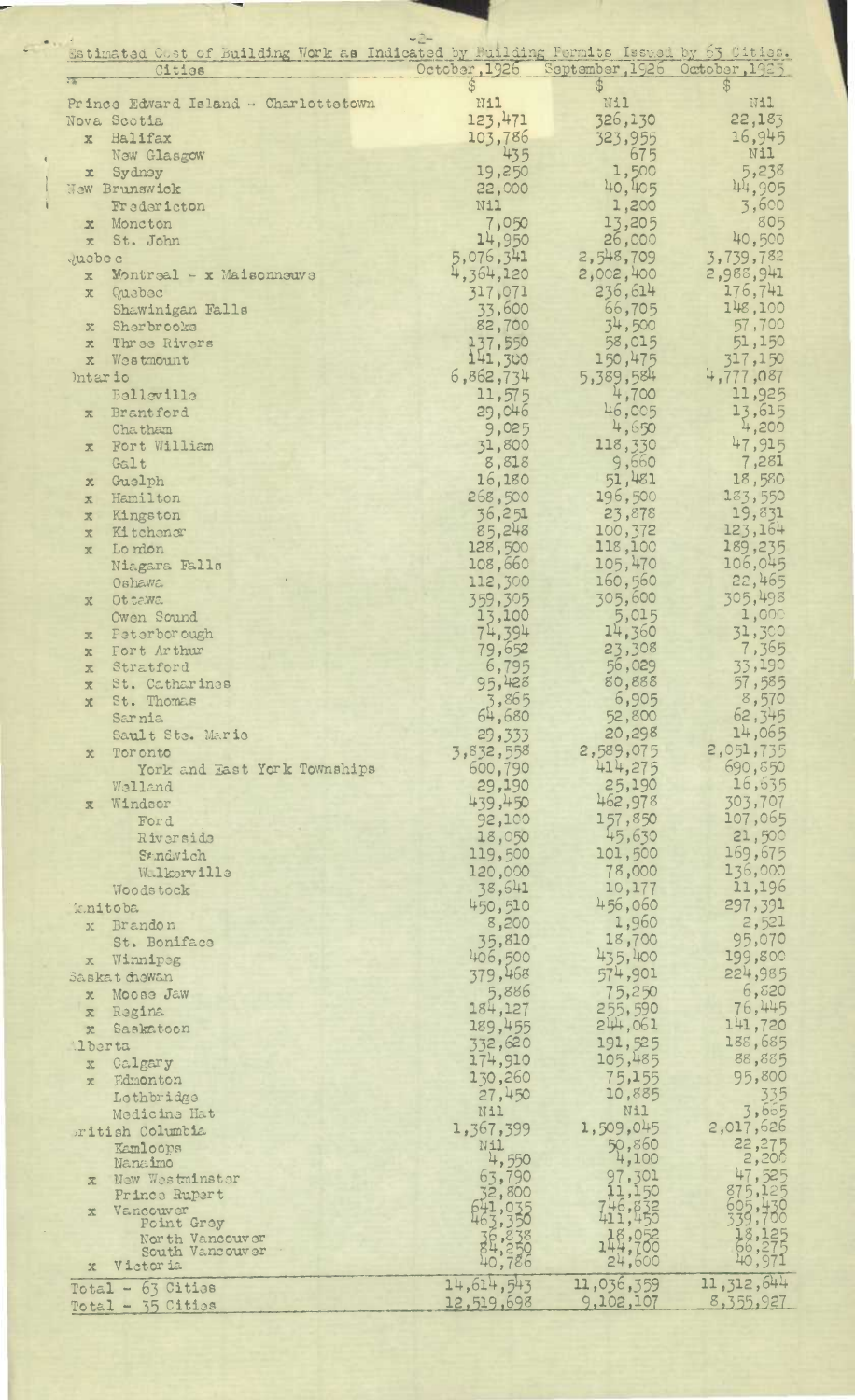Estimated Cost of Building Work as Indicated by Building Permits Issued by 63 Cities.

| Cities | October, 1926 | September, 1926 | October, 1925 |
|---|---|---|---|
| | $ | $ | $ |
| Prince Edward Island - Charlottetown | Nil | Nil | Nil |
| Nova Scotia | 123,471 | 326,130 | 22,183 |
| x Halifax | 103,786 | 323,955 | 16,945 |
| New Glasgow | 435 | 675 | Nil |
| x Sydney | 19,250 | 1,500 | 5,238 |
| New Brunswick | 22,000 | 40,405 | 44,905 |
| Fredericton | Nil | 1,200 | 3,600 |
| x Moncton | 7,050 | 13,205 | 805 |
| x St. John | 14,950 | 26,000 | 40,500 |
| Quebec | 5,076,341 | 2,548,709 | 3,739,782 |
| x Montreal - x Maisonneuve | 4,364,120 | 2,002,400 | 2,988,941 |
| x Quebec | 317,071 | 236,614 | 176,741 |
| Shawinigan Falls | 33,600 | 66,705 | 148,100 |
| x Sherbrooke | 82,700 | 34,500 | 57,700 |
| x Three Rivers | 137,550 | 58,015 | 51,150 |
| x Westmount | 141,300 | 150,475 | 317,150 |
| Ontario | 6,862,734 | 5,389,584 | 4,777,087 |
| Belleville | 11,575 | 4,700 | 11,925 |
| x Brantford | 29,046 | 46,005 | 13,615 |
| Chatham | 9,025 | 4,650 | 4,200 |
| x Fort William | 31,800 | 118,330 | 47,915 |
| Galt | 8,818 | 9,660 | 7,281 |
| x Guelph | 16,180 | 51,481 | 18,580 |
| x Hamilton | 268,500 | 196,500 | 183,550 |
| x Kingston | 36,251 | 23,878 | 19,831 |
| x Kitchener | 85,248 | 100,372 | 123,164 |
| x London | 128,500 | 118,100 | 189,235 |
| Niagara Falls | 108,660 | 105,470 | 106,045 |
| Oshawa | 112,300 | 160,560 | 22,465 |
| x Ottawa | 359,305 | 305,600 | 305,498 |
| Owen Sound | 13,100 | 5,015 | 1,000 |
| x Peterborough | 74,394 | 14,360 | 31,300 |
| x Port Arthur | 79,652 | 23,308 | 7,365 |
| x Stratford | 6,795 | 56,029 | 33,190 |
| x St. Catharines | 95,428 | 80,888 | 57,585 |
| x St. Thomas | 3,865 | 6,905 | 8,570 |
| Sarnia | 64,680 | 52,800 | 62,345 |
| Sault Ste. Marie | 29,333 | 20,298 | 14,065 |
| x Toronto | 3,832,558 | 2,589,075 | 2,051,735 |
| York and East York Townships | 600,790 | 414,275 | 690,850 |
| Welland | 29,190 | 25,190 | 16,635 |
| x Windsor | 439,450 | 462,978 | 303,707 |
| Ford | 92,100 | 157,850 | 107,065 |
| Riverside | 18,050 | 45,630 | 21,500 |
| Sandwich | 119,500 | 101,500 | 169,675 |
| Walkerville | 120,000 | 78,000 | 136,000 |
| Woodstock | 38,641 | 10,177 | 11,196 |
| Manitoba | 450,510 | 456,060 | 297,391 |
| x Brandon | 8,200 | 1,960 | 2,521 |
| St. Boniface | 35,810 | 18,700 | 95,070 |
| x Winnipeg | 406,500 | 435,400 | 199,800 |
| Saskatchewan | 379,468 | 574,901 | 224,985 |
| x Moose Jaw | 5,886 | 75,250 | 6,820 |
| x Regina | 184,127 | 255,590 | 76,445 |
| x Saskatoon | 189,455 | 244,061 | 141,720 |
| Alberta | 332,620 | 191,525 | 188,685 |
| x Calgary | 174,910 | 105,485 | 88,885 |
| x Edmonton | 130,260 | 75,155 | 95,800 |
| Lethbridge | 27,450 | 10,885 | 335 |
| Medicine Hat | Nil | Nil | 3,665 |
| British Columbia | 1,367,399 | 1,509,045 | 2,017,626 |
| Kamloops | Nil | 50,860 | 22,275 |
| Nanaimo | 4,550 | 4,100 | 2,206 |
| x New Westminster | 63,790 | 97,301 | 47,525 |
| Prince Rupert | 32,800 | 11,150 | 875,125 |
| x Vancouver | 641,035 | 746,832 | 605,430 |
| Point Grey | 463,350 | 411,450 | 339,700 |
| North Vancouver | 36,838 | 18,052 | 18,125 |
| South Vancouver | 84,250 | 144,700 | 66,275 |
| x Victoria | 40,786 | 24,600 | 40,971 |
| Total - 63 Cities | 14,614,543 | 11,036,359 | 11,312,644 |
| Total - 35 Cities | 12,519,698 | 9,102,107 | 8,355,927 |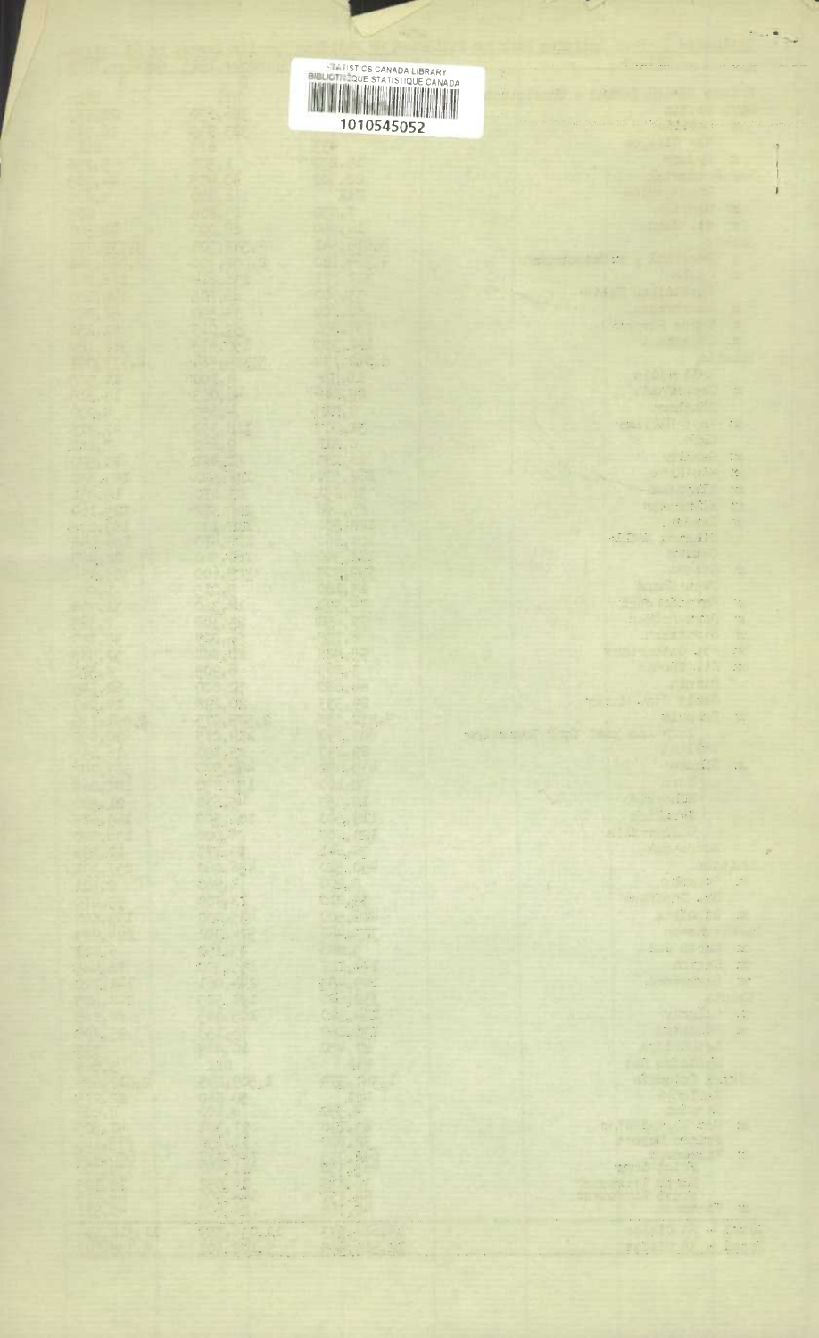STATISTICS CANADA LIBRARY
BIBLIOTHÈQUE STATISTIQUE CANADA

1010545052